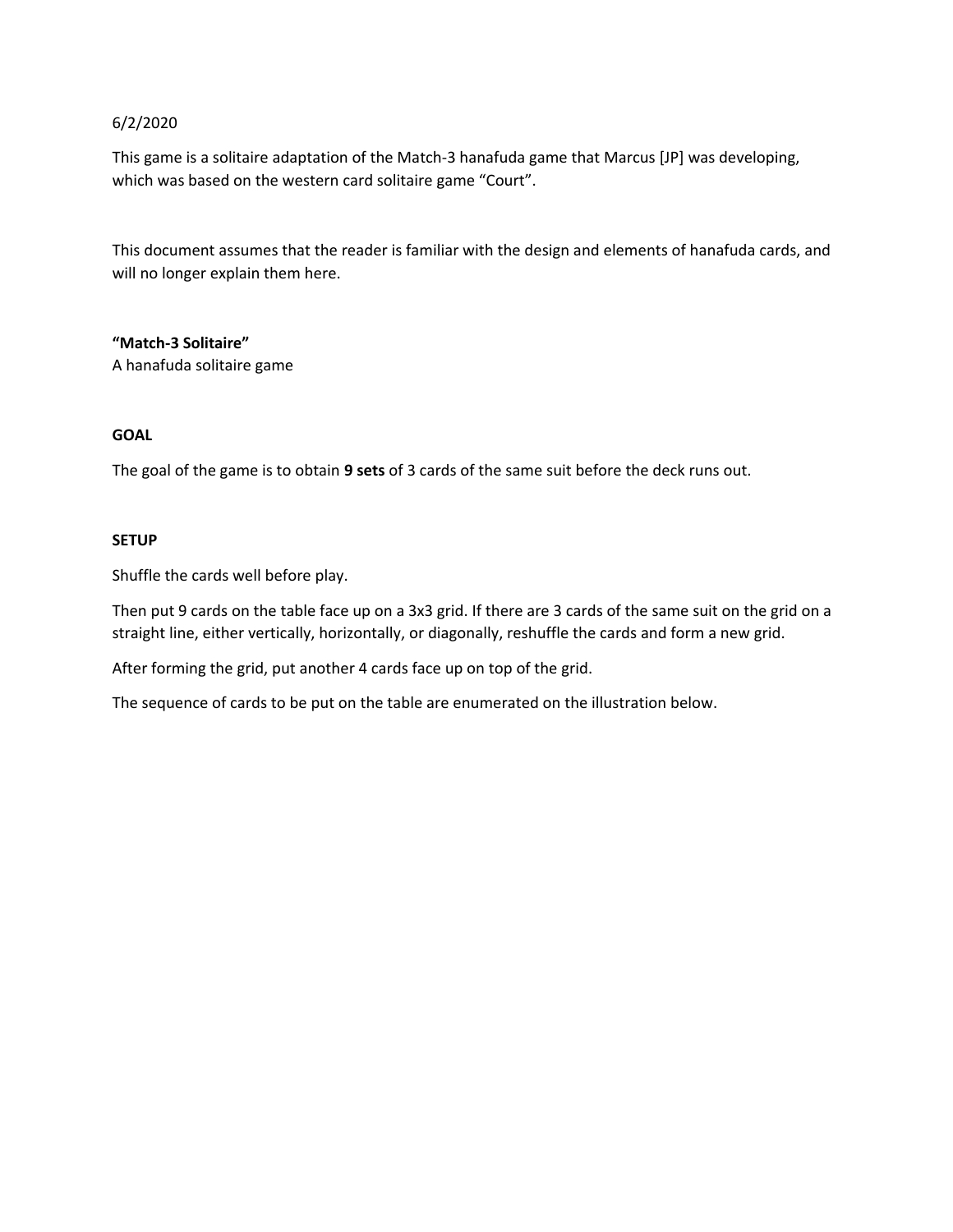6/2/2020

This game is a solitaire adaptation of the Match-3 hanafuda game that Marcus [JP] was developing, which was based on the western card solitaire game "Court".

This document assumes that the reader is familiar with the design and elements of hanafuda cards, and will no longer explain them here.

**"Match-3 Solitaire"**
A hanafuda solitaire game

**GOAL**

The goal of the game is to obtain **9 sets** of 3 cards of the same suit before the deck runs out.

**SETUP**

Shuffle the cards well before play.

Then put 9 cards on the table face up on a 3x3 grid. If there are 3 cards of the same suit on the grid on a straight line, either vertically, horizontally, or diagonally, reshuffle the cards and form a new grid.

After forming the grid, put another 4 cards face up on top of the grid.

The sequence of cards to be put on the table are enumerated on the illustration below.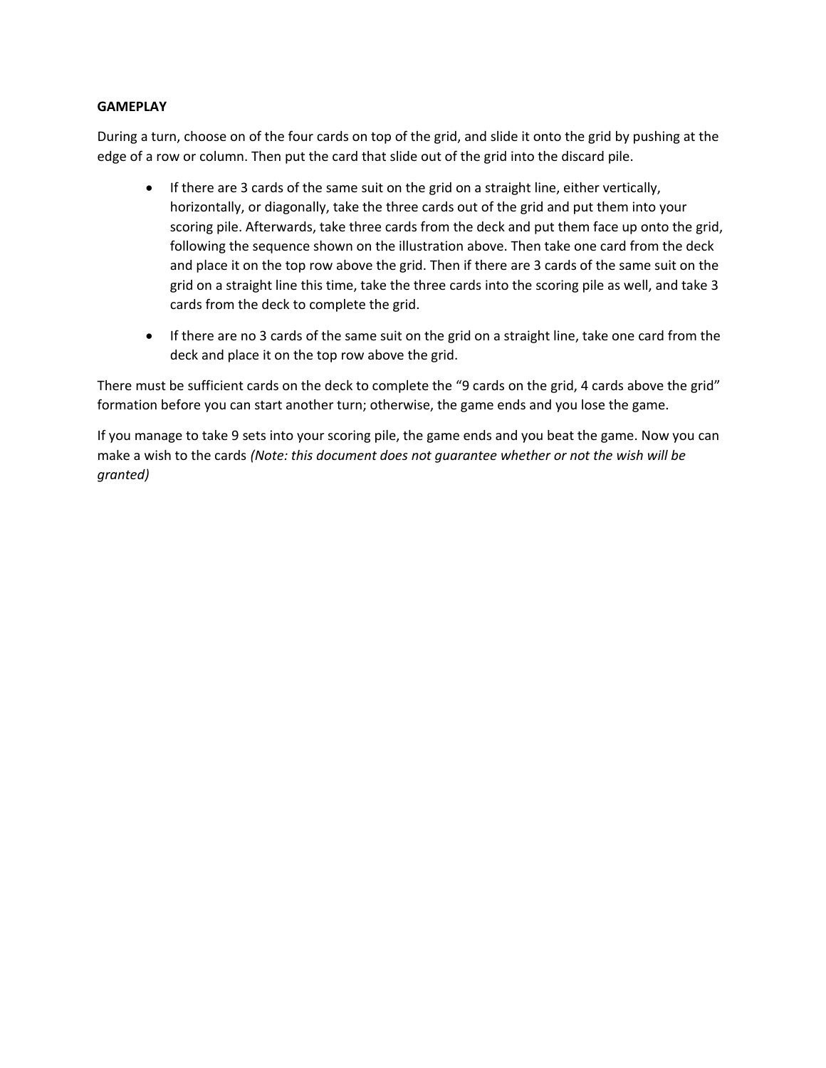**GAMEPLAY**

During a turn, choose on of the four cards on top of the grid, and slide it onto the grid by pushing at the edge of a row or column. Then put the card that slide out of the grid into the discard pile.

- If there are 3 cards of the same suit on the grid on a straight line, either vertically, horizontally, or diagonally, take the three cards out of the grid and put them into your scoring pile. Afterwards, take three cards from the deck and put them face up onto the grid, following the sequence shown on the illustration above. Then take one card from the deck and place it on the top row above the grid. Then if there are 3 cards of the same suit on the grid on a straight line this time, take the three cards into the scoring pile as well, and take 3 cards from the deck to complete the grid.
- If there are no 3 cards of the same suit on the grid on a straight line, take one card from the deck and place it on the top row above the grid.

There must be sufficient cards on the deck to complete the "9 cards on the grid, 4 cards above the grid" formation before you can start another turn; otherwise, the game ends and you lose the game.

If you manage to take 9 sets into your scoring pile, the game ends and you beat the game. Now you can make a wish to the cards *(Note: this document does not guarantee whether or not the wish will be granted)*